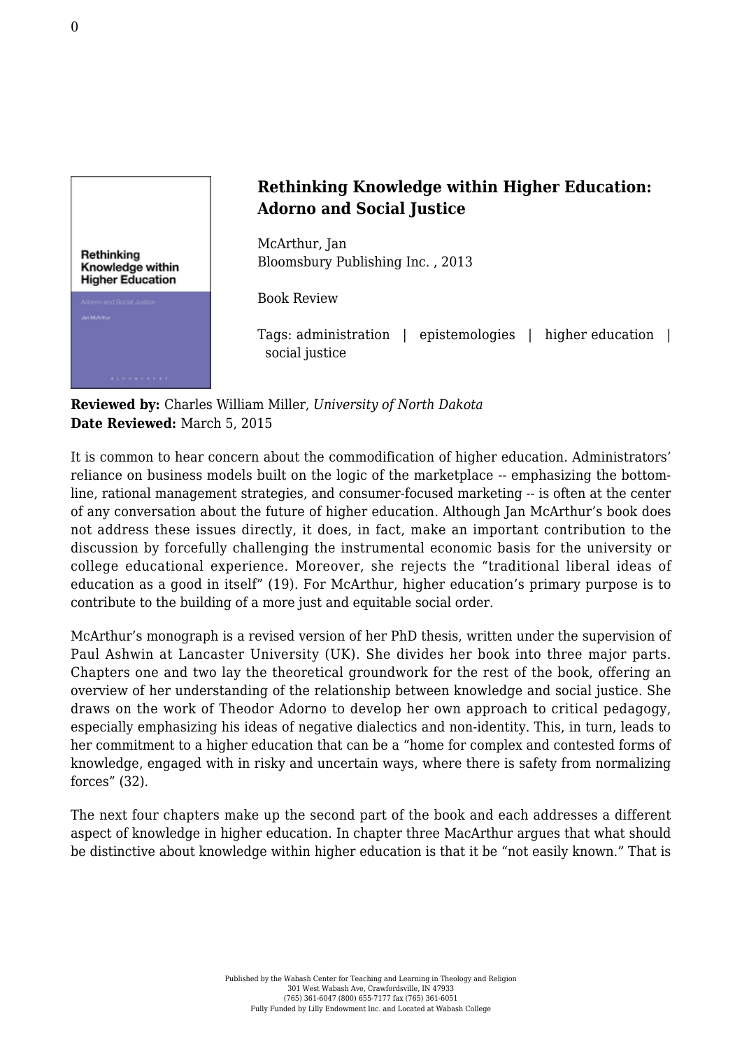## Rethinking Knowledge within Higher Education: Adorno and Social Justice

McArthur, Jan
Bloomsbury Publishing Inc. , 2013

Book Review

Tags: administration | epistemologies | higher education | social justice

**Reviewed by:** Charles William Miller, *University of North Dakota*
**Date Reviewed:** March 5, 2015

It is common to hear concern about the commodification of higher education. Administrators' reliance on business models built on the logic of the marketplace -- emphasizing the bottom-line, rational management strategies, and consumer-focused marketing -- is often at the center of any conversation about the future of higher education. Although Jan McArthur's book does not address these issues directly, it does, in fact, make an important contribution to the discussion by forcefully challenging the instrumental economic basis for the university or college educational experience. Moreover, she rejects the "traditional liberal ideas of education as a good in itself" (19). For McArthur, higher education's primary purpose is to contribute to the building of a more just and equitable social order.

McArthur's monograph is a revised version of her PhD thesis, written under the supervision of Paul Ashwin at Lancaster University (UK). She divides her book into three major parts. Chapters one and two lay the theoretical groundwork for the rest of the book, offering an overview of her understanding of the relationship between knowledge and social justice. She draws on the work of Theodor Adorno to develop her own approach to critical pedagogy, especially emphasizing his ideas of negative dialectics and non-identity. This, in turn, leads to her commitment to a higher education that can be a "home for complex and contested forms of knowledge, engaged with in risky and uncertain ways, where there is safety from normalizing forces" (32).

The next four chapters make up the second part of the book and each addresses a different aspect of knowledge in higher education. In chapter three MacArthur argues that what should be distinctive about knowledge within higher education is that it be "not easily known." That is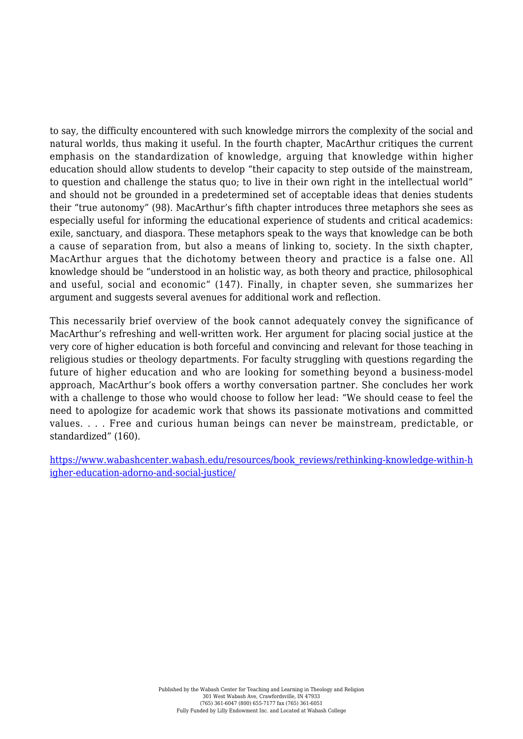to say, the difficulty encountered with such knowledge mirrors the complexity of the social and natural worlds, thus making it useful. In the fourth chapter, MacArthur critiques the current emphasis on the standardization of knowledge, arguing that knowledge within higher education should allow students to develop "their capacity to step outside of the mainstream, to question and challenge the status quo; to live in their own right in the intellectual world" and should not be grounded in a predetermined set of acceptable ideas that denies students their "true autonomy" (98). MacArthur's fifth chapter introduces three metaphors she sees as especially useful for informing the educational experience of students and critical academics: exile, sanctuary, and diaspora. These metaphors speak to the ways that knowledge can be both a cause of separation from, but also a means of linking to, society. In the sixth chapter, MacArthur argues that the dichotomy between theory and practice is a false one. All knowledge should be "understood in an holistic way, as both theory and practice, philosophical and useful, social and economic" (147). Finally, in chapter seven, she summarizes her argument and suggests several avenues for additional work and reflection.

This necessarily brief overview of the book cannot adequately convey the significance of MacArthur's refreshing and well-written work. Her argument for placing social justice at the very core of higher education is both forceful and convincing and relevant for those teaching in religious studies or theology departments. For faculty struggling with questions regarding the future of higher education and who are looking for something beyond a business-model approach, MacArthur's book offers a worthy conversation partner. She concludes her work with a challenge to those who would choose to follow her lead: "We should cease to feel the need to apologize for academic work that shows its passionate motivations and committed values. . . . Free and curious human beings can never be mainstream, predictable, or standardized" (160).

[https://www.wabashcenter.wabash.edu/resources/book_reviews/rethinking-knowledge-within-higher-education-adorno-and-social-justice/](https://www.wabashcenter.wabash.edu/resources/book_reviews/rethinking-knowledge-within-higher-education-adorno-and-social-justice/)

Published by the Wabash Center for Teaching and Learning in Theology and Religion
301 West Wabash Ave, Crawfordsville, IN 47933
(765) 361-6047 (800) 655-7177 fax (765) 361-6051
Fully Funded by Lilly Endowment Inc. and Located at Wabash College